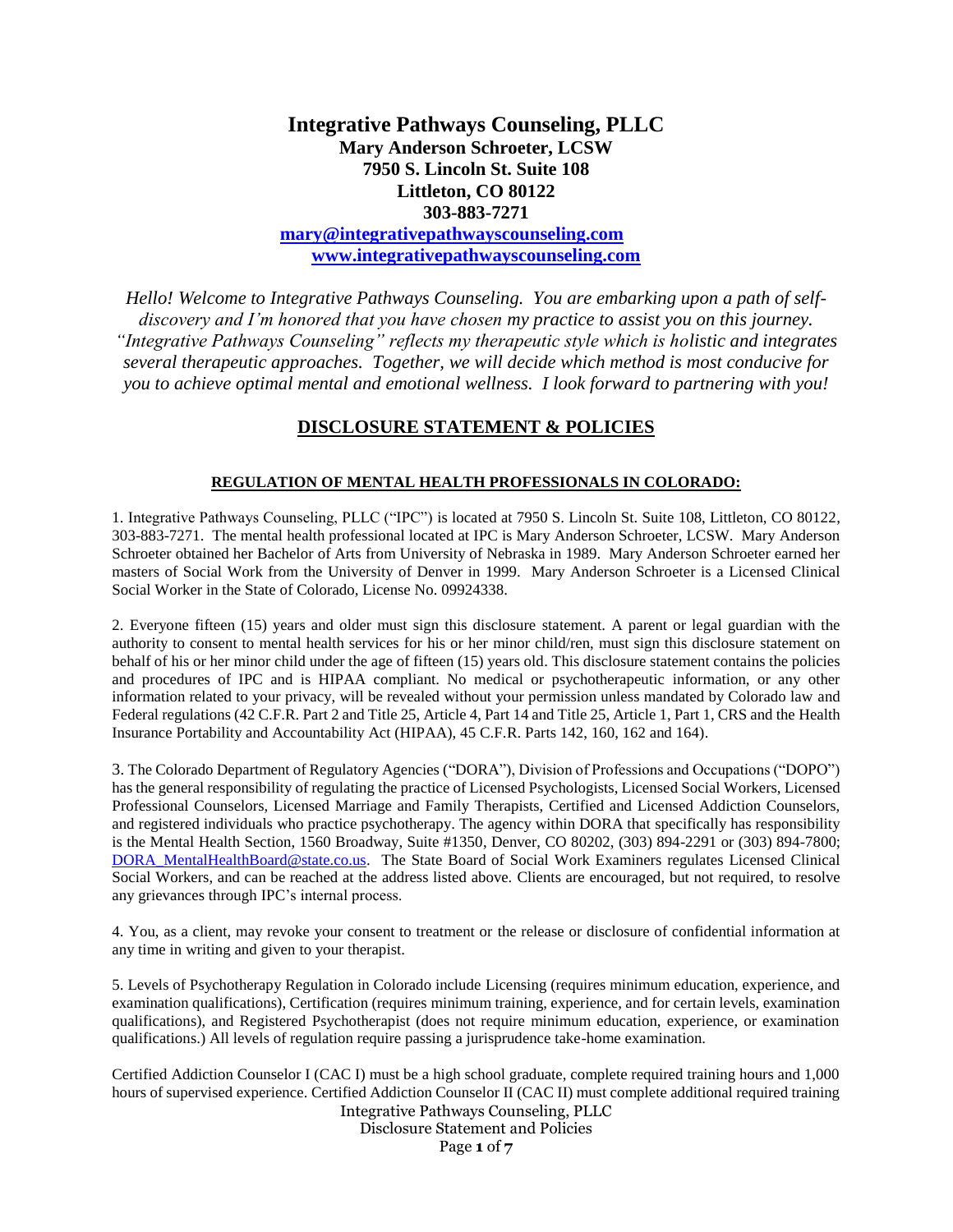# Integrative Pathways Counseling, PLLC

**Mary Anderson Schroeter, LCSW**
**7950 S. Lincoln St. Suite 108**
**Littleton, CO 80122**
**303-883-7271**
**mary@integrativepathwayscounseling.com**
**www.integrativepathwayscounseling.com**

*Hello! Welcome to Integrative Pathways Counseling. You are embarking upon a path of self-discovery and I'm honored that you have chosen my practice to assist you on this journey. "Integrative Pathways Counseling" reflects my therapeutic style which is holistic and integrates several therapeutic approaches. Together, we will decide which method is most conducive for you to achieve optimal mental and emotional wellness. I look forward to partnering with you!*

## DISCLOSURE STATEMENT & POLICIES

### REGULATION OF MENTAL HEALTH PROFESSIONALS IN COLORADO:

1. Integrative Pathways Counseling, PLLC ("IPC") is located at 7950 S. Lincoln St. Suite 108, Littleton, CO 80122, 303-883-7271. The mental health professional located at IPC is Mary Anderson Schroeter, LCSW. Mary Anderson Schroeter obtained her Bachelor of Arts from University of Nebraska in 1989. Mary Anderson Schroeter earned her masters of Social Work from the University of Denver in 1999. Mary Anderson Schroeter is a Licensed Clinical Social Worker in the State of Colorado, License No. 09924338.

2. Everyone fifteen (15) years and older must sign this disclosure statement. A parent or legal guardian with the authority to consent to mental health services for his or her minor child/ren, must sign this disclosure statement on behalf of his or her minor child under the age of fifteen (15) years old. This disclosure statement contains the policies and procedures of IPC and is HIPAA compliant. No medical or psychotherapeutic information, or any other information related to your privacy, will be revealed without your permission unless mandated by Colorado law and Federal regulations (42 C.F.R. Part 2 and Title 25, Article 4, Part 14 and Title 25, Article 1, Part 1, CRS and the Health Insurance Portability and Accountability Act (HIPAA), 45 C.F.R. Parts 142, 160, 162 and 164).

3. The Colorado Department of Regulatory Agencies ("DORA"), Division of Professions and Occupations ("DOPO") has the general responsibility of regulating the practice of Licensed Psychologists, Licensed Social Workers, Licensed Professional Counselors, Licensed Marriage and Family Therapists, Certified and Licensed Addiction Counselors, and registered individuals who practice psychotherapy. The agency within DORA that specifically has responsibility is the Mental Health Section, 1560 Broadway, Suite #1350, Denver, CO 80202, (303) 894-2291 or (303) 894-7800; DORA_MentalHealthBoard@state.co.us. The State Board of Social Work Examiners regulates Licensed Clinical Social Workers, and can be reached at the address listed above. Clients are encouraged, but not required, to resolve any grievances through IPC's internal process.

4. You, as a client, may revoke your consent to treatment or the release or disclosure of confidential information at any time in writing and given to your therapist.

5. Levels of Psychotherapy Regulation in Colorado include Licensing (requires minimum education, experience, and examination qualifications), Certification (requires minimum training, experience, and for certain levels, examination qualifications), and Registered Psychotherapist (does not require minimum education, experience, or examination qualifications.) All levels of regulation require passing a jurisprudence take-home examination.

Certified Addiction Counselor I (CAC I) must be a high school graduate, complete required training hours and 1,000 hours of supervised experience. Certified Addiction Counselor II (CAC II) must complete additional required training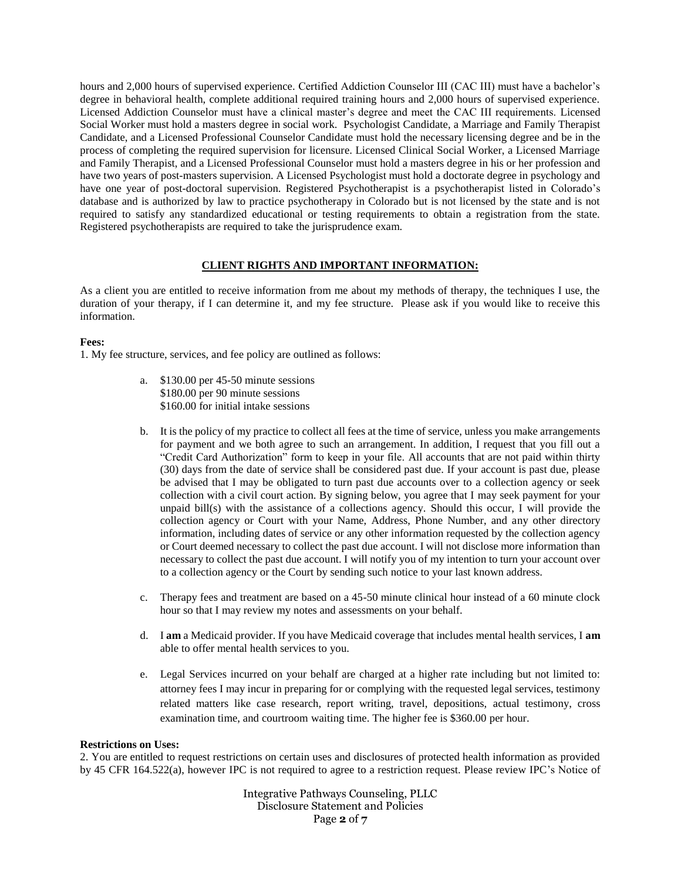hours and 2,000 hours of supervised experience. Certified Addiction Counselor III (CAC III) must have a bachelor's degree in behavioral health, complete additional required training hours and 2,000 hours of supervised experience. Licensed Addiction Counselor must have a clinical master's degree and meet the CAC III requirements. Licensed Social Worker must hold a masters degree in social work. Psychologist Candidate, a Marriage and Family Therapist Candidate, and a Licensed Professional Counselor Candidate must hold the necessary licensing degree and be in the process of completing the required supervision for licensure. Licensed Clinical Social Worker, a Licensed Marriage and Family Therapist, and a Licensed Professional Counselor must hold a masters degree in his or her profession and have two years of post-masters supervision. A Licensed Psychologist must hold a doctorate degree in psychology and have one year of post-doctoral supervision. Registered Psychotherapist is a psychotherapist listed in Colorado's database and is authorized by law to practice psychotherapy in Colorado but is not licensed by the state and is not required to satisfy any standardized educational or testing requirements to obtain a registration from the state. Registered psychotherapists are required to take the jurisprudence exam.

## CLIENT RIGHTS AND IMPORTANT INFORMATION:

As a client you are entitled to receive information from me about my methods of therapy, the techniques I use, the duration of your therapy, if I can determine it, and my fee structure. Please ask if you would like to receive this information.

**Fees:**

1. My fee structure, services, and fee policy are outlined as follows:

   a. $130.00 per 45-50 minute sessions
      $180.00 per 90 minute sessions
      $160.00 for initial intake sessions

   b. It is the policy of my practice to collect all fees at the time of service, unless you make arrangements for payment and we both agree to such an arrangement. In addition, I request that you fill out a "Credit Card Authorization" form to keep in your file. All accounts that are not paid within thirty (30) days from the date of service shall be considered past due. If your account is past due, please be advised that I may be obligated to turn past due accounts over to a collection agency or seek collection with a civil court action. By signing below, you agree that I may seek payment for your unpaid bill(s) with the assistance of a collections agency. Should this occur, I will provide the collection agency or Court with your Name, Address, Phone Number, and any other directory information, including dates of service or any other information requested by the collection agency or Court deemed necessary to collect the past due account. I will not disclose more information than necessary to collect the past due account. I will notify you of my intention to turn your account over to a collection agency or the Court by sending such notice to your last known address.

   c. Therapy fees and treatment are based on a 45-50 minute clinical hour instead of a 60 minute clock hour so that I may review my notes and assessments on your behalf.

   d. I **am** a Medicaid provider. If you have Medicaid coverage that includes mental health services, I **am** able to offer mental health services to you.

   e. Legal Services incurred on your behalf are charged at a higher rate including but not limited to: attorney fees I may incur in preparing for or complying with the requested legal services, testimony related matters like case research, report writing, travel, depositions, actual testimony, cross examination time, and courtroom waiting time. The higher fee is $360.00 per hour.

**Restrictions on Uses:**

2. You are entitled to request restrictions on certain uses and disclosures of protected health information as provided by 45 CFR 164.522(a), however IPC is not required to agree to a restriction request. Please review IPC's Notice of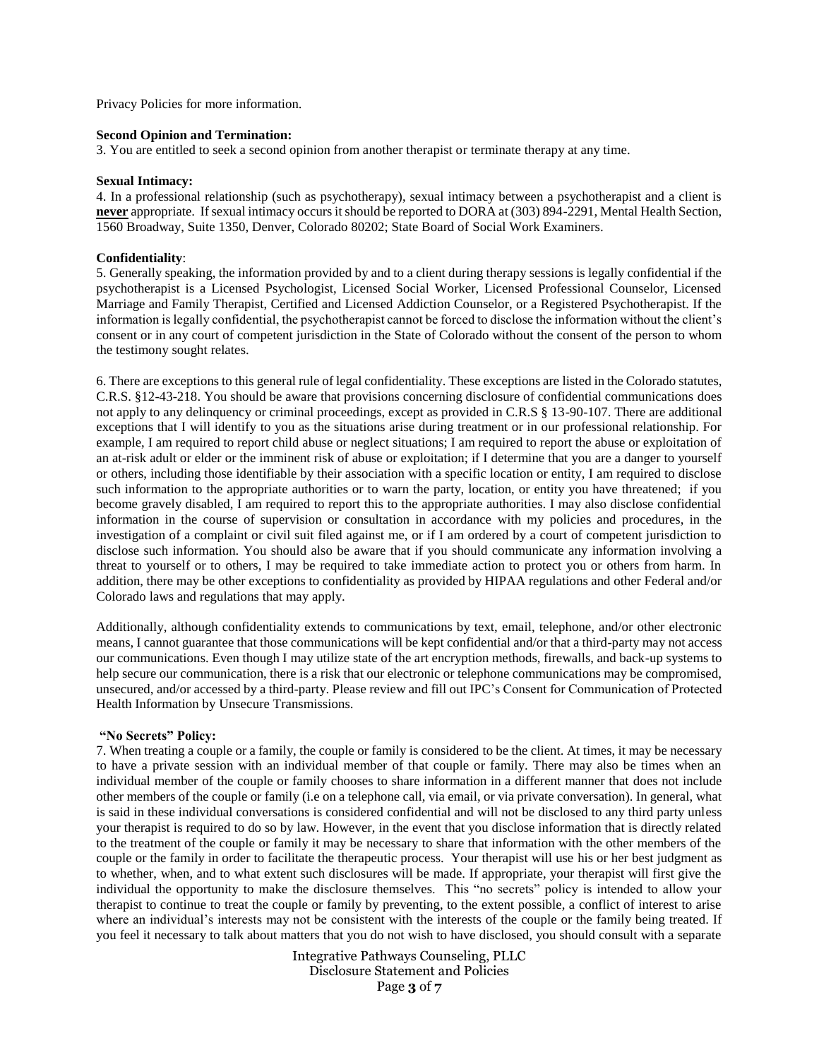Privacy Policies for more information.

**Second Opinion and Termination:**

3. You are entitled to seek a second opinion from another therapist or terminate therapy at any time.

**Sexual Intimacy:**

4. In a professional relationship (such as psychotherapy), sexual intimacy between a psychotherapist and a client is **never** appropriate. If sexual intimacy occurs it should be reported to DORA at (303) 894-2291, Mental Health Section, 1560 Broadway, Suite 1350, Denver, Colorado 80202; State Board of Social Work Examiners.

**Confidentiality**:

5. Generally speaking, the information provided by and to a client during therapy sessions is legally confidential if the psychotherapist is a Licensed Psychologist, Licensed Social Worker, Licensed Professional Counselor, Licensed Marriage and Family Therapist, Certified and Licensed Addiction Counselor, or a Registered Psychotherapist. If the information is legally confidential, the psychotherapist cannot be forced to disclose the information without the client's consent or in any court of competent jurisdiction in the State of Colorado without the consent of the person to whom the testimony sought relates.

6. There are exceptions to this general rule of legal confidentiality. These exceptions are listed in the Colorado statutes, C.R.S. §12-43-218. You should be aware that provisions concerning disclosure of confidential communications does not apply to any delinquency or criminal proceedings, except as provided in C.R.S § 13-90-107. There are additional exceptions that I will identify to you as the situations arise during treatment or in our professional relationship. For example, I am required to report child abuse or neglect situations; I am required to report the abuse or exploitation of an at-risk adult or elder or the imminent risk of abuse or exploitation; if I determine that you are a danger to yourself or others, including those identifiable by their association with a specific location or entity, I am required to disclose such information to the appropriate authorities or to warn the party, location, or entity you have threatened; if you become gravely disabled, I am required to report this to the appropriate authorities. I may also disclose confidential information in the course of supervision or consultation in accordance with my policies and procedures, in the investigation of a complaint or civil suit filed against me, or if I am ordered by a court of competent jurisdiction to disclose such information. You should also be aware that if you should communicate any information involving a threat to yourself or to others, I may be required to take immediate action to protect you or others from harm. In addition, there may be other exceptions to confidentiality as provided by HIPAA regulations and other Federal and/or Colorado laws and regulations that may apply.

Additionally, although confidentiality extends to communications by text, email, telephone, and/or other electronic means, I cannot guarantee that those communications will be kept confidential and/or that a third-party may not access our communications. Even though I may utilize state of the art encryption methods, firewalls, and back-up systems to help secure our communication, there is a risk that our electronic or telephone communications may be compromised, unsecured, and/or accessed by a third-party. Please review and fill out IPC's Consent for Communication of Protected Health Information by Unsecure Transmissions.

**"No Secrets" Policy:**

7. When treating a couple or a family, the couple or family is considered to be the client. At times, it may be necessary to have a private session with an individual member of that couple or family. There may also be times when an individual member of the couple or family chooses to share information in a different manner that does not include other members of the couple or family (i.e on a telephone call, via email, or via private conversation). In general, what is said in these individual conversations is considered confidential and will not be disclosed to any third party unless your therapist is required to do so by law. However, in the event that you disclose information that is directly related to the treatment of the couple or family it may be necessary to share that information with the other members of the couple or the family in order to facilitate the therapeutic process. Your therapist will use his or her best judgment as to whether, when, and to what extent such disclosures will be made. If appropriate, your therapist will first give the individual the opportunity to make the disclosure themselves. This "no secrets" policy is intended to allow your therapist to continue to treat the couple or family by preventing, to the extent possible, a conflict of interest to arise where an individual's interests may not be consistent with the interests of the couple or the family being treated. If you feel it necessary to talk about matters that you do not wish to have disclosed, you should consult with a separate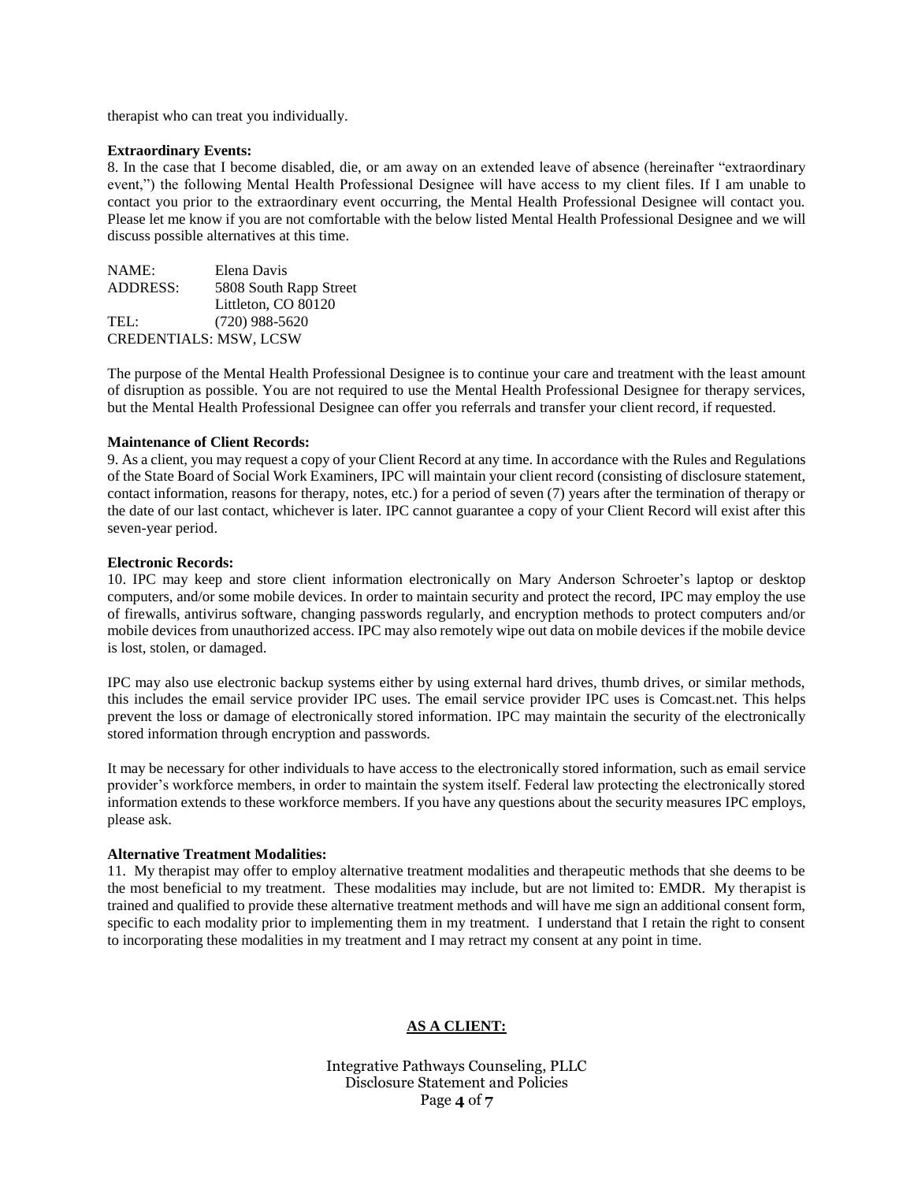therapist who can treat you individually.

**Extraordinary Events:**

8. In the case that I become disabled, die, or am away on an extended leave of absence (hereinafter "extraordinary event,") the following Mental Health Professional Designee will have access to my client files. If I am unable to contact you prior to the extraordinary event occurring, the Mental Health Professional Designee will contact you. Please let me know if you are not comfortable with the below listed Mental Health Professional Designee and we will discuss possible alternatives at this time.

NAME: Elena Davis
ADDRESS: 5808 South Rapp Street
Littleton, CO 80120
TEL: (720) 988-5620
CREDENTIALS: MSW, LCSW

The purpose of the Mental Health Professional Designee is to continue your care and treatment with the least amount of disruption as possible. You are not required to use the Mental Health Professional Designee for therapy services, but the Mental Health Professional Designee can offer you referrals and transfer your client record, if requested.

**Maintenance of Client Records:**

9. As a client, you may request a copy of your Client Record at any time. In accordance with the Rules and Regulations of the State Board of Social Work Examiners, IPC will maintain your client record (consisting of disclosure statement, contact information, reasons for therapy, notes, etc.) for a period of seven (7) years after the termination of therapy or the date of our last contact, whichever is later. IPC cannot guarantee a copy of your Client Record will exist after this seven-year period.

**Electronic Records:**

10. IPC may keep and store client information electronically on Mary Anderson Schroeter's laptop or desktop computers, and/or some mobile devices. In order to maintain security and protect the record, IPC may employ the use of firewalls, antivirus software, changing passwords regularly, and encryption methods to protect computers and/or mobile devices from unauthorized access. IPC may also remotely wipe out data on mobile devices if the mobile device is lost, stolen, or damaged.

IPC may also use electronic backup systems either by using external hard drives, thumb drives, or similar methods, this includes the email service provider IPC uses. The email service provider IPC uses is Comcast.net. This helps prevent the loss or damage of electronically stored information. IPC may maintain the security of the electronically stored information through encryption and passwords.

It may be necessary for other individuals to have access to the electronically stored information, such as email service provider's workforce members, in order to maintain the system itself. Federal law protecting the electronically stored information extends to these workforce members. If you have any questions about the security measures IPC employs, please ask.

**Alternative Treatment Modalities:**

11. My therapist may offer to employ alternative treatment modalities and therapeutic methods that she deems to be the most beneficial to my treatment. These modalities may include, but are not limited to: EMDR. My therapist is trained and qualified to provide these alternative treatment methods and will have me sign an additional consent form, specific to each modality prior to implementing them in my treatment. I understand that I retain the right to consent to incorporating these modalities in my treatment and I may retract my consent at any point in time.

**AS A CLIENT:**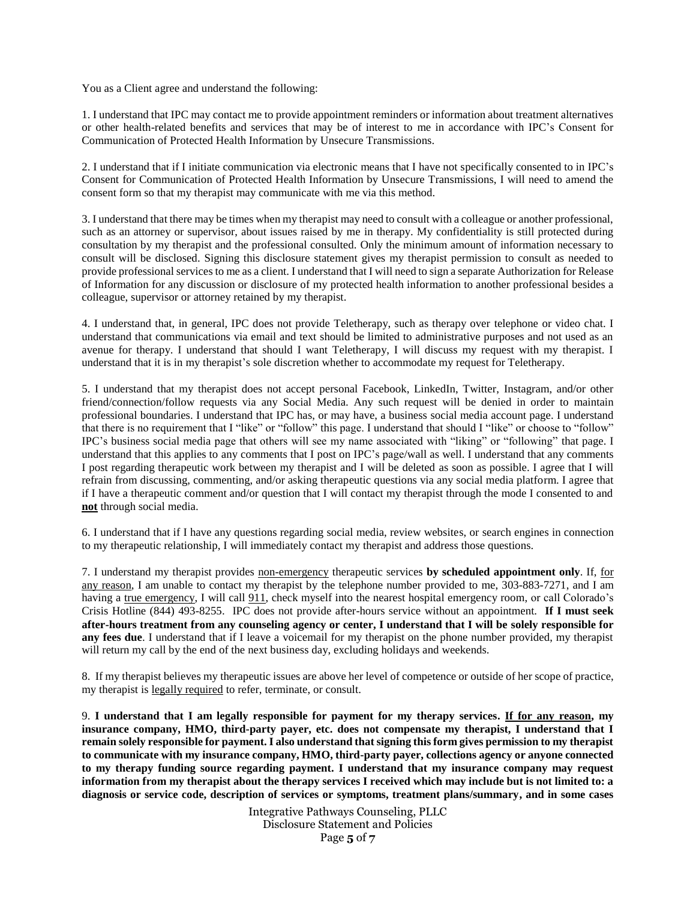You as a Client agree and understand the following:

1. I understand that IPC may contact me to provide appointment reminders or information about treatment alternatives or other health-related benefits and services that may be of interest to me in accordance with IPC's Consent for Communication of Protected Health Information by Unsecure Transmissions.

2. I understand that if I initiate communication via electronic means that I have not specifically consented to in IPC's Consent for Communication of Protected Health Information by Unsecure Transmissions, I will need to amend the consent form so that my therapist may communicate with me via this method.

3. I understand that there may be times when my therapist may need to consult with a colleague or another professional, such as an attorney or supervisor, about issues raised by me in therapy. My confidentiality is still protected during consultation by my therapist and the professional consulted. Only the minimum amount of information necessary to consult will be disclosed. Signing this disclosure statement gives my therapist permission to consult as needed to provide professional services to me as a client. I understand that I will need to sign a separate Authorization for Release of Information for any discussion or disclosure of my protected health information to another professional besides a colleague, supervisor or attorney retained by my therapist.

4. I understand that, in general, IPC does not provide Teletherapy, such as therapy over telephone or video chat. I understand that communications via email and text should be limited to administrative purposes and not used as an avenue for therapy. I understand that should I want Teletherapy, I will discuss my request with my therapist. I understand that it is in my therapist's sole discretion whether to accommodate my request for Teletherapy.

5. I understand that my therapist does not accept personal Facebook, LinkedIn, Twitter, Instagram, and/or other friend/connection/follow requests via any Social Media. Any such request will be denied in order to maintain professional boundaries. I understand that IPC has, or may have, a business social media account page. I understand that there is no requirement that I "like" or "follow" this page. I understand that should I "like" or choose to "follow" IPC's business social media page that others will see my name associated with "liking" or "following" that page. I understand that this applies to any comments that I post on IPC's page/wall as well. I understand that any comments I post regarding therapeutic work between my therapist and I will be deleted as soon as possible. I agree that I will refrain from discussing, commenting, and/or asking therapeutic questions via any social media platform. I agree that if I have a therapeutic comment and/or question that I will contact my therapist through the mode I consented to and **not** through social media.

6. I understand that if I have any questions regarding social media, review websites, or search engines in connection to my therapeutic relationship, I will immediately contact my therapist and address those questions.

7. I understand my therapist provides non-emergency therapeutic services **by scheduled appointment only**. If, for any reason, I am unable to contact my therapist by the telephone number provided to me, 303-883-7271, and I am having a true emergency, I will call 911, check myself into the nearest hospital emergency room, or call Colorado's Crisis Hotline (844) 493-8255. IPC does not provide after-hours service without an appointment. **If I must seek after-hours treatment from any counseling agency or center, I understand that I will be solely responsible for any fees due**. I understand that if I leave a voicemail for my therapist on the phone number provided, my therapist will return my call by the end of the next business day, excluding holidays and weekends.

8. If my therapist believes my therapeutic issues are above her level of competence or outside of her scope of practice, my therapist is legally required to refer, terminate, or consult.

9. **I understand that I am legally responsible for payment for my therapy services. If for any reason, my insurance company, HMO, third-party payer, etc. does not compensate my therapist, I understand that I remain solely responsible for payment. I also understand that signing this form gives permission to my therapist to communicate with my insurance company, HMO, third-party payer, collections agency or anyone connected to my therapy funding source regarding payment. I understand that my insurance company may request information from my therapist about the therapy services I received which may include but is not limited to: a diagnosis or service code, description of services or symptoms, treatment plans/summary, and in some cases**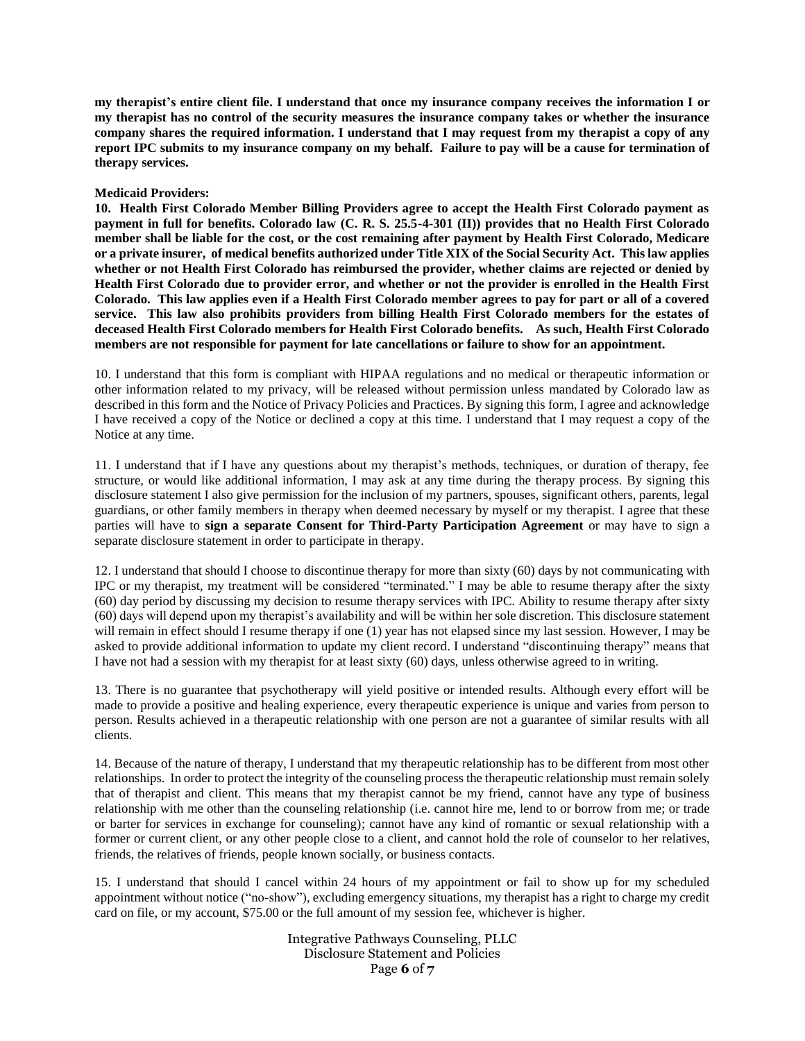**my therapist's entire client file. I understand that once my insurance company receives the information I or my therapist has no control of the security measures the insurance company takes or whether the insurance company shares the required information. I understand that I may request from my therapist a copy of any report IPC submits to my insurance company on my behalf. Failure to pay will be a cause for termination of therapy services.**

**Medicaid Providers:**

**10. Health First Colorado Member Billing Providers agree to accept the Health First Colorado payment as payment in full for benefits. Colorado law (C. R. S. 25.5-4-301 (II)) provides that no Health First Colorado member shall be liable for the cost, or the cost remaining after payment by Health First Colorado, Medicare or a private insurer, of medical benefits authorized under Title XIX of the Social Security Act. This law applies whether or not Health First Colorado has reimbursed the provider, whether claims are rejected or denied by Health First Colorado due to provider error, and whether or not the provider is enrolled in the Health First Colorado. This law applies even if a Health First Colorado member agrees to pay for part or all of a covered service. This law also prohibits providers from billing Health First Colorado members for the estates of deceased Health First Colorado members for Health First Colorado benefits. As such, Health First Colorado members are not responsible for payment for late cancellations or failure to show for an appointment.**

10. I understand that this form is compliant with HIPAA regulations and no medical or therapeutic information or other information related to my privacy, will be released without permission unless mandated by Colorado law as described in this form and the Notice of Privacy Policies and Practices. By signing this form, I agree and acknowledge I have received a copy of the Notice or declined a copy at this time. I understand that I may request a copy of the Notice at any time.

11. I understand that if I have any questions about my therapist's methods, techniques, or duration of therapy, fee structure, or would like additional information, I may ask at any time during the therapy process. By signing this disclosure statement I also give permission for the inclusion of my partners, spouses, significant others, parents, legal guardians, or other family members in therapy when deemed necessary by myself or my therapist. I agree that these parties will have to **sign a separate Consent for Third-Party Participation Agreement** or may have to sign a separate disclosure statement in order to participate in therapy.

12. I understand that should I choose to discontinue therapy for more than sixty (60) days by not communicating with IPC or my therapist, my treatment will be considered "terminated." I may be able to resume therapy after the sixty (60) day period by discussing my decision to resume therapy services with IPC. Ability to resume therapy after sixty (60) days will depend upon my therapist's availability and will be within her sole discretion. This disclosure statement will remain in effect should I resume therapy if one (1) year has not elapsed since my last session. However, I may be asked to provide additional information to update my client record. I understand "discontinuing therapy" means that I have not had a session with my therapist for at least sixty (60) days, unless otherwise agreed to in writing.

13. There is no guarantee that psychotherapy will yield positive or intended results. Although every effort will be made to provide a positive and healing experience, every therapeutic experience is unique and varies from person to person. Results achieved in a therapeutic relationship with one person are not a guarantee of similar results with all clients.

14. Because of the nature of therapy, I understand that my therapeutic relationship has to be different from most other relationships. In order to protect the integrity of the counseling process the therapeutic relationship must remain solely that of therapist and client. This means that my therapist cannot be my friend, cannot have any type of business relationship with me other than the counseling relationship (i.e. cannot hire me, lend to or borrow from me; or trade or barter for services in exchange for counseling); cannot have any kind of romantic or sexual relationship with a former or current client, or any other people close to a client, and cannot hold the role of counselor to her relatives, friends, the relatives of friends, people known socially, or business contacts.

15. I understand that should I cancel within 24 hours of my appointment or fail to show up for my scheduled appointment without notice ("no-show"), excluding emergency situations, my therapist has a right to charge my credit card on file, or my account, $75.00 or the full amount of my session fee, whichever is higher.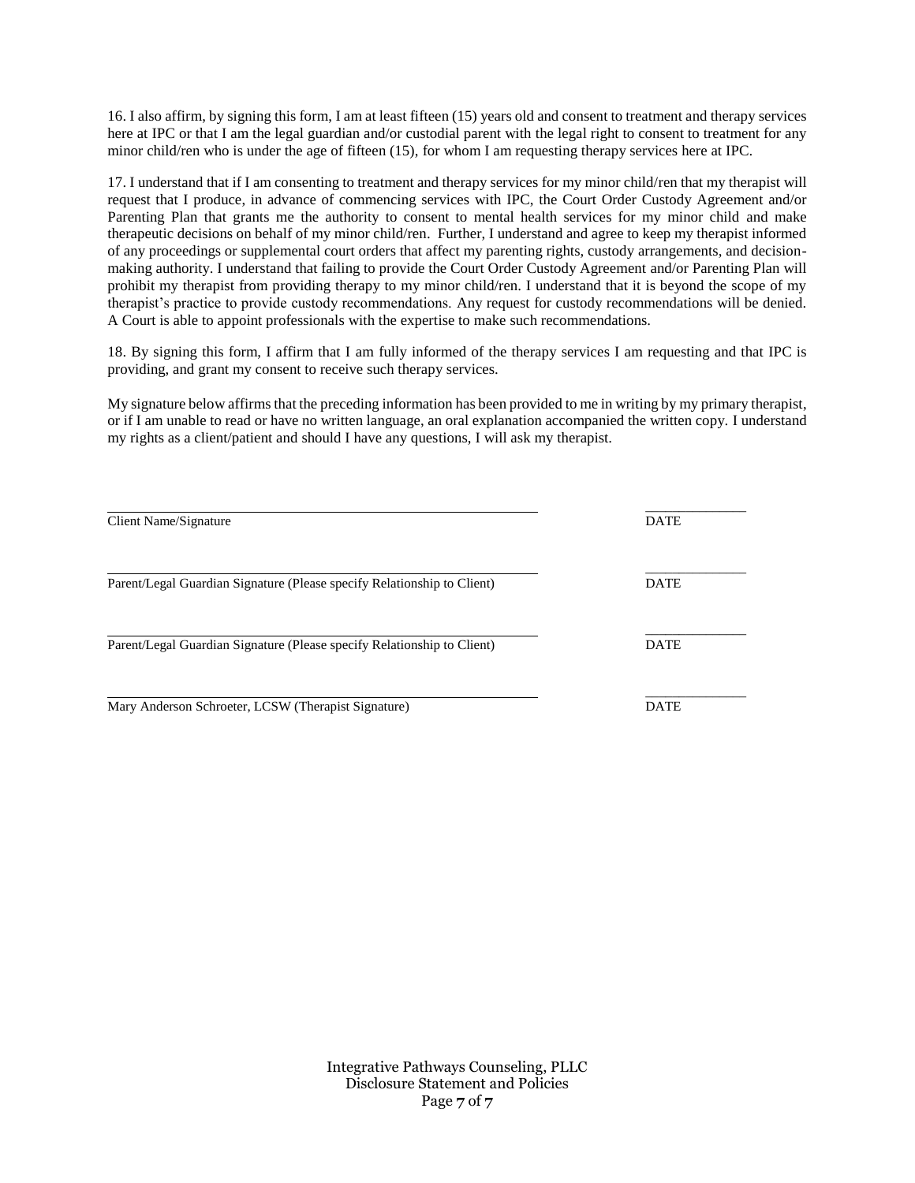16. I also affirm, by signing this form, I am at least fifteen (15) years old and consent to treatment and therapy services here at IPC or that I am the legal guardian and/or custodial parent with the legal right to consent to treatment for any minor child/ren who is under the age of fifteen (15), for whom I am requesting therapy services here at IPC.

17. I understand that if I am consenting to treatment and therapy services for my minor child/ren that my therapist will request that I produce, in advance of commencing services with IPC, the Court Order Custody Agreement and/or Parenting Plan that grants me the authority to consent to mental health services for my minor child and make therapeutic decisions on behalf of my minor child/ren. Further, I understand and agree to keep my therapist informed of any proceedings or supplemental court orders that affect my parenting rights, custody arrangements, and decision-making authority. I understand that failing to provide the Court Order Custody Agreement and/or Parenting Plan will prohibit my therapist from providing therapy to my minor child/ren. I understand that it is beyond the scope of my therapist's practice to provide custody recommendations. Any request for custody recommendations will be denied. A Court is able to appoint professionals with the expertise to make such recommendations.

18. By signing this form, I affirm that I am fully informed of the therapy services I am requesting and that IPC is providing, and grant my consent to receive such therapy services.

My signature below affirms that the preceding information has been provided to me in writing by my primary therapist, or if I am unable to read or have no written language, an oral explanation accompanied the written copy. I understand my rights as a client/patient and should I have any questions, I will ask my therapist.

\_\_\_\_\_\_\_\_\_\_\_\_\_\_\_\_\_\_\_\_\_\_\_\_\_\_\_\_\_\_\_\_\_\_\_\_\_\_\_\_\_\_\_\_ \_\_\_\_\_\_\_\_\_\_\_\_\_\_
Client Name/Signature DATE

\_\_\_\_\_\_\_\_\_\_\_\_\_\_\_\_\_\_\_\_\_\_\_\_\_\_\_\_\_\_\_\_\_\_\_\_\_\_\_\_\_\_\_\_ \_\_\_\_\_\_\_\_\_\_\_\_\_\_
Parent/Legal Guardian Signature (Please specify Relationship to Client) DATE

\_\_\_\_\_\_\_\_\_\_\_\_\_\_\_\_\_\_\_\_\_\_\_\_\_\_\_\_\_\_\_\_\_\_\_\_\_\_\_\_\_\_\_\_ \_\_\_\_\_\_\_\_\_\_\_\_\_\_
Parent/Legal Guardian Signature (Please specify Relationship to Client) DATE

\_\_\_\_\_\_\_\_\_\_\_\_\_\_\_\_\_\_\_\_\_\_\_\_\_\_\_\_\_\_\_\_\_\_\_\_\_\_\_\_\_\_\_\_ \_\_\_\_\_\_\_\_\_\_\_\_\_\_
Mary Anderson Schroeter, LCSW (Therapist Signature) DATE